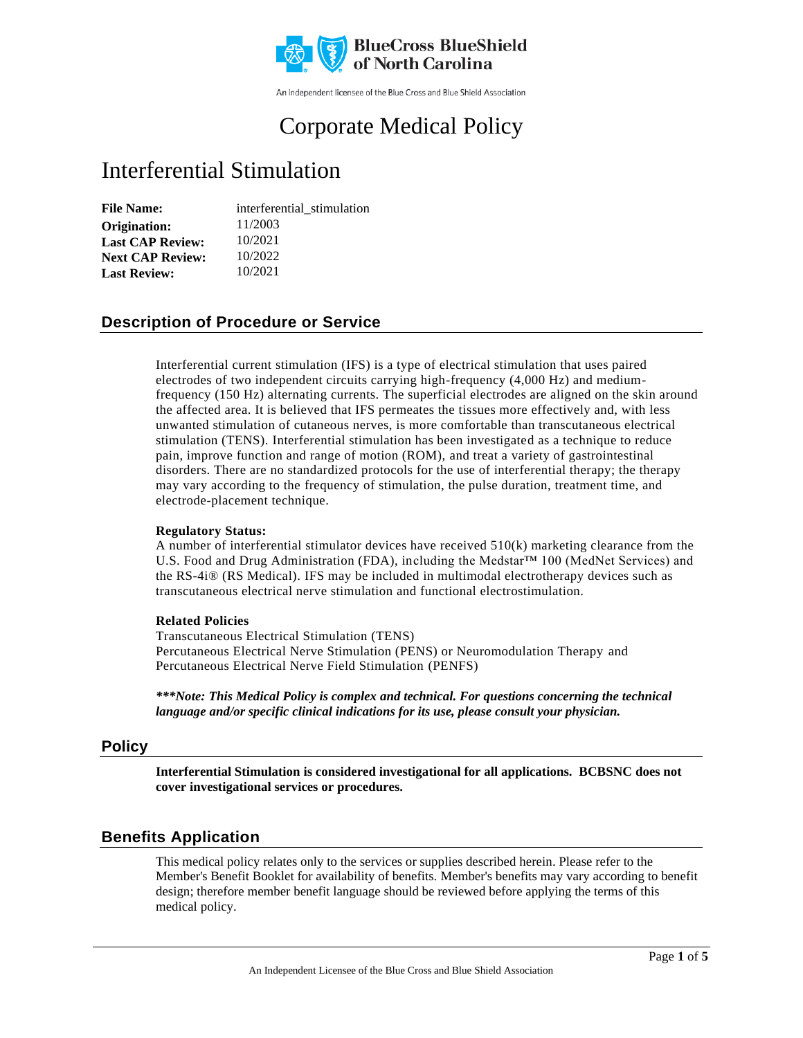BlueCross BlueShield of North Carolina

An independent licensee of the Blue Cross and Blue Shield Association

# Corporate Medical Policy

# Interferential Stimulation

**File Name:** interferential_stimulation
**Origination:** 11/2003
**Last CAP Review:** 10/2021
**Next CAP Review:** 10/2022
**Last Review:** 10/2021

## Description of Procedure or Service

Interferential current stimulation (IFS) is a type of electrical stimulation that uses paired electrodes of two independent circuits carrying high-frequency (4,000 Hz) and medium-frequency (150 Hz) alternating currents. The superficial electrodes are aligned on the skin around the affected area. It is believed that IFS permeates the tissues more effectively and, with less unwanted stimulation of cutaneous nerves, is more comfortable than transcutaneous electrical stimulation (TENS). Interferential stimulation has been investigated as a technique to reduce pain, improve function and range of motion (ROM), and treat a variety of gastrointestinal disorders. There are no standardized protocols for the use of interferential therapy; the therapy may vary according to the frequency of stimulation, the pulse duration, treatment time, and electrode-placement technique.

**Regulatory Status:**
A number of interferential stimulator devices have received 510(k) marketing clearance from the U.S. Food and Drug Administration (FDA), including the Medstar™ 100 (MedNet Services) and the RS-4i® (RS Medical). IFS may be included in multimodal electrotherapy devices such as transcutaneous electrical nerve stimulation and functional electrostimulation.

**Related Policies**
Transcutaneous Electrical Stimulation (TENS)
Percutaneous Electrical Nerve Stimulation (PENS) or Neuromodulation Therapy and Percutaneous Electrical Nerve Field Stimulation (PENFS)

***\*\*\*Note: This Medical Policy is complex and technical. For questions concerning the technical language and/or specific clinical indications for its use, please consult your physician.***

## Policy

**Interferential Stimulation is considered investigational for all applications. BCBSNC does not cover investigational services or procedures.**

## Benefits Application

This medical policy relates only to the services or supplies described herein. Please refer to the Member's Benefit Booklet for availability of benefits. Member's benefits may vary according to benefit design; therefore member benefit language should be reviewed before applying the terms of this medical policy.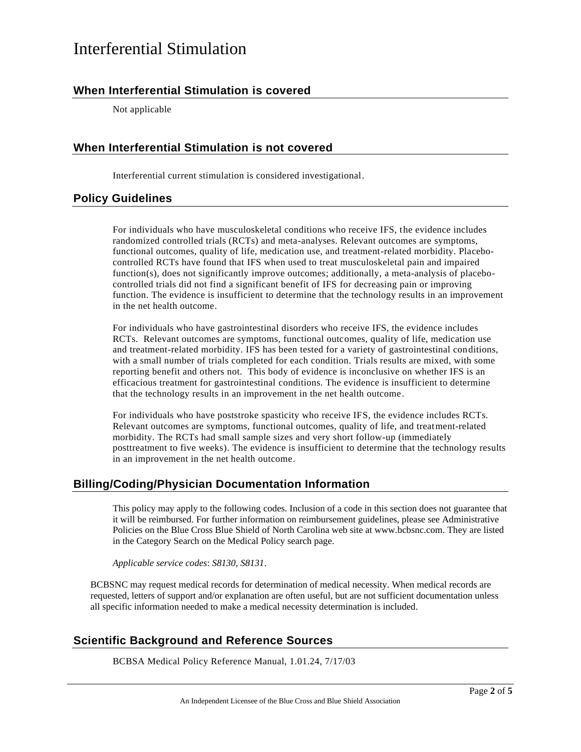# Interferential Stimulation

## When Interferential Stimulation is covered

Not applicable

## When Interferential Stimulation is not covered

Interferential current stimulation is considered investigational.

## Policy Guidelines

For individuals who have musculoskeletal conditions who receive IFS, the evidence includes randomized controlled trials (RCTs) and meta-analyses. Relevant outcomes are symptoms, functional outcomes, quality of life, medication use, and treatment-related morbidity. Placebo-controlled RCTs have found that IFS when used to treat musculoskeletal pain and impaired function(s), does not significantly improve outcomes; additionally, a meta-analysis of placebo-controlled trials did not find a significant benefit of IFS for decreasing pain or improving function. The evidence is insufficient to determine that the technology results in an improvement in the net health outcome.

For individuals who have gastrointestinal disorders who receive IFS, the evidence includes RCTs. Relevant outcomes are symptoms, functional outcomes, quality of life, medication use and treatment-related morbidity. IFS has been tested for a variety of gastrointestinal conditions, with a small number of trials completed for each condition. Trials results are mixed, with some reporting benefit and others not. This body of evidence is inconclusive on whether IFS is an efficacious treatment for gastrointestinal conditions. The evidence is insufficient to determine that the technology results in an improvement in the net health outcome.

For individuals who have poststroke spasticity who receive IFS, the evidence includes RCTs. Relevant outcomes are symptoms, functional outcomes, quality of life, and treatment-related morbidity. The RCTs had small sample sizes and very short follow-up (immediately posttreatment to five weeks). The evidence is insufficient to determine that the technology results in an improvement in the net health outcome.

## Billing/Coding/Physician Documentation Information

This policy may apply to the following codes. Inclusion of a code in this section does not guarantee that it will be reimbursed. For further information on reimbursement guidelines, please see Administrative Policies on the Blue Cross Blue Shield of North Carolina web site at www.bcbsnc.com. They are listed in the Category Search on the Medical Policy search page.

*Applicable service codes*: *S8130, S8131*.

BCBSNC may request medical records for determination of medical necessity. When medical records are requested, letters of support and/or explanation are often useful, but are not sufficient documentation unless all specific information needed to make a medical necessity determination is included.

## Scientific Background and Reference Sources

BCBSA Medical Policy Reference Manual, 1.01.24, 7/17/03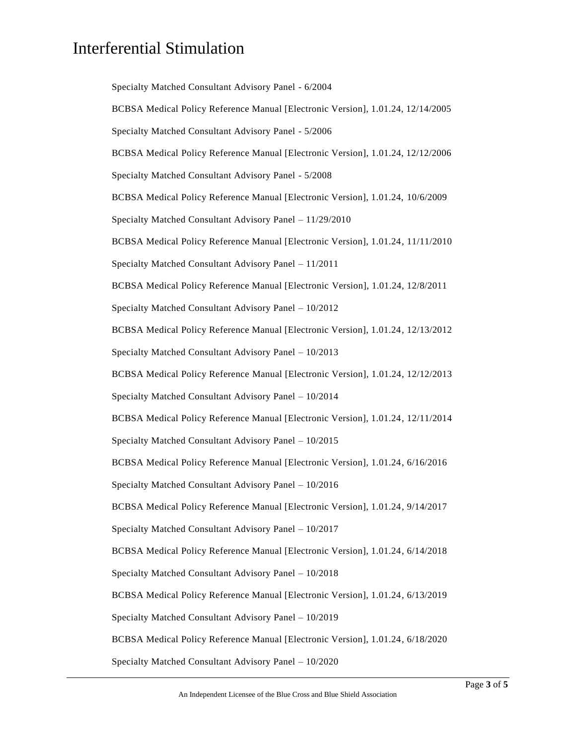Specialty Matched Consultant Advisory Panel - 6/2004

BCBSA Medical Policy Reference Manual [Electronic Version], 1.01.24, 12/14/2005

Specialty Matched Consultant Advisory Panel - 5/2006

BCBSA Medical Policy Reference Manual [Electronic Version], 1.01.24, 12/12/2006

Specialty Matched Consultant Advisory Panel - 5/2008

BCBSA Medical Policy Reference Manual [Electronic Version], 1.01.24, 10/6/2009

Specialty Matched Consultant Advisory Panel – 11/29/2010

BCBSA Medical Policy Reference Manual [Electronic Version], 1.01.24, 11/11/2010

Specialty Matched Consultant Advisory Panel – 11/2011

BCBSA Medical Policy Reference Manual [Electronic Version], 1.01.24, 12/8/2011

Specialty Matched Consultant Advisory Panel – 10/2012

BCBSA Medical Policy Reference Manual [Electronic Version], 1.01.24, 12/13/2012

Specialty Matched Consultant Advisory Panel – 10/2013

BCBSA Medical Policy Reference Manual [Electronic Version], 1.01.24, 12/12/2013

Specialty Matched Consultant Advisory Panel – 10/2014

BCBSA Medical Policy Reference Manual [Electronic Version], 1.01.24, 12/11/2014

Specialty Matched Consultant Advisory Panel – 10/2015

BCBSA Medical Policy Reference Manual [Electronic Version], 1.01.24, 6/16/2016

Specialty Matched Consultant Advisory Panel – 10/2016

BCBSA Medical Policy Reference Manual [Electronic Version], 1.01.24, 9/14/2017

Specialty Matched Consultant Advisory Panel – 10/2017

BCBSA Medical Policy Reference Manual [Electronic Version], 1.01.24, 6/14/2018

Specialty Matched Consultant Advisory Panel – 10/2018

BCBSA Medical Policy Reference Manual [Electronic Version], 1.01.24, 6/13/2019

Specialty Matched Consultant Advisory Panel – 10/2019

BCBSA Medical Policy Reference Manual [Electronic Version], 1.01.24, 6/18/2020

Specialty Matched Consultant Advisory Panel – 10/2020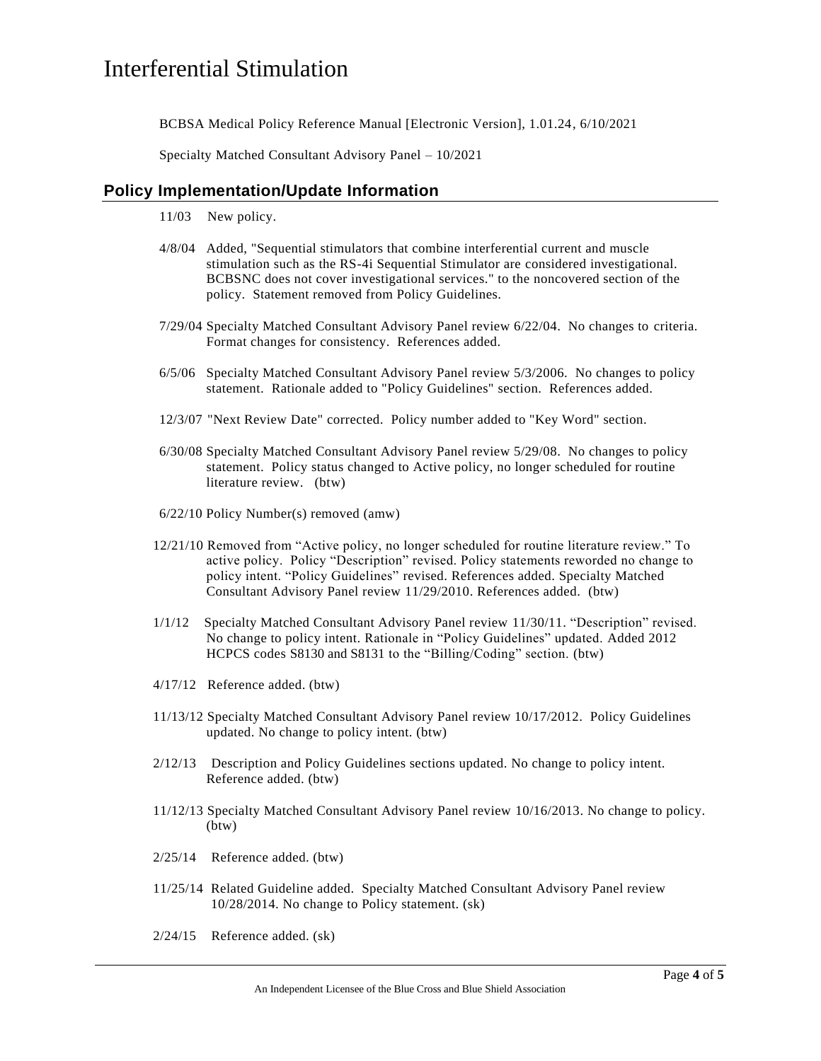BCBSA Medical Policy Reference Manual [Electronic Version], 1.01.24, 6/10/2021

Specialty Matched Consultant Advisory Panel – 10/2021

## Policy Implementation/Update Information

11/03 New policy.

4/8/04 Added, "Sequential stimulators that combine interferential current and muscle stimulation such as the RS-4i Sequential Stimulator are considered investigational. BCBSNC does not cover investigational services." to the noncovered section of the policy. Statement removed from Policy Guidelines.

7/29/04 Specialty Matched Consultant Advisory Panel review 6/22/04. No changes to criteria. Format changes for consistency. References added.

6/5/06 Specialty Matched Consultant Advisory Panel review 5/3/2006. No changes to policy statement. Rationale added to "Policy Guidelines" section. References added.

12/3/07 "Next Review Date" corrected. Policy number added to "Key Word" section.

6/30/08 Specialty Matched Consultant Advisory Panel review 5/29/08. No changes to policy statement. Policy status changed to Active policy, no longer scheduled for routine literature review. (btw)

6/22/10 Policy Number(s) removed (amw)

12/21/10 Removed from "Active policy, no longer scheduled for routine literature review." To active policy. Policy "Description" revised. Policy statements reworded no change to policy intent. "Policy Guidelines" revised. References added. Specialty Matched Consultant Advisory Panel review 11/29/2010. References added. (btw)

1/1/12 Specialty Matched Consultant Advisory Panel review 11/30/11. "Description" revised. No change to policy intent. Rationale in "Policy Guidelines" updated. Added 2012 HCPCS codes S8130 and S8131 to the "Billing/Coding" section. (btw)

4/17/12 Reference added. (btw)

11/13/12 Specialty Matched Consultant Advisory Panel review 10/17/2012. Policy Guidelines updated. No change to policy intent. (btw)

2/12/13 Description and Policy Guidelines sections updated. No change to policy intent. Reference added. (btw)

11/12/13 Specialty Matched Consultant Advisory Panel review 10/16/2013. No change to policy. (btw)

2/25/14 Reference added. (btw)

11/25/14 Related Guideline added. Specialty Matched Consultant Advisory Panel review 10/28/2014. No change to Policy statement. (sk)

2/24/15 Reference added. (sk)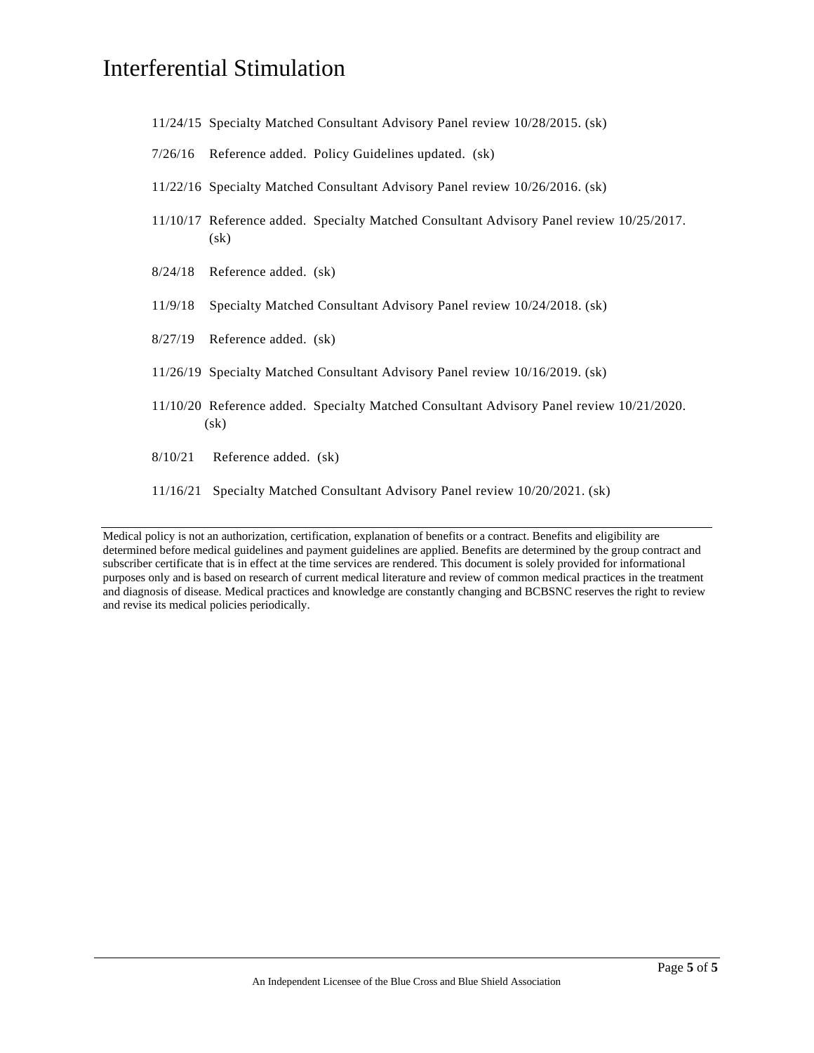11/24/15 Specialty Matched Consultant Advisory Panel review 10/28/2015. (sk)

7/26/16 Reference added. Policy Guidelines updated. (sk)

11/22/16 Specialty Matched Consultant Advisory Panel review 10/26/2016. (sk)

11/10/17 Reference added. Specialty Matched Consultant Advisory Panel review 10/25/2017. (sk)

8/24/18 Reference added. (sk)

11/9/18 Specialty Matched Consultant Advisory Panel review 10/24/2018. (sk)

8/27/19 Reference added. (sk)

11/26/19 Specialty Matched Consultant Advisory Panel review 10/16/2019. (sk)

11/10/20 Reference added. Specialty Matched Consultant Advisory Panel review 10/21/2020. (sk)

8/10/21 Reference added. (sk)

11/16/21 Specialty Matched Consultant Advisory Panel review 10/20/2021. (sk)

---

Medical policy is not an authorization, certification, explanation of benefits or a contract. Benefits and eligibility are determined before medical guidelines and payment guidelines are applied. Benefits are determined by the group contract and subscriber certificate that is in effect at the time services are rendered. This document is solely provided for informational purposes only and is based on research of current medical literature and review of common medical practices in the treatment and diagnosis of disease. Medical practices and knowledge are constantly changing and BCBSNC reserves the right to review and revise its medical policies periodically.